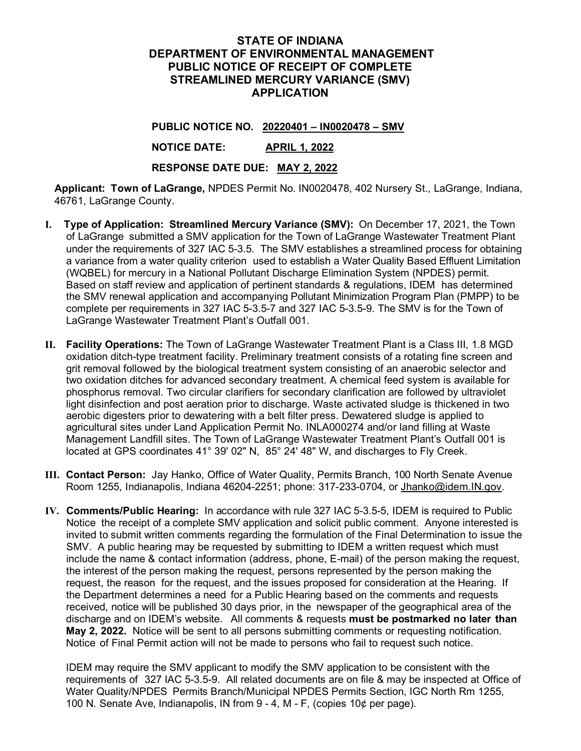# STATE OF INDIANA
# DEPARTMENT OF ENVIRONMENTAL MANAGEMENT
# PUBLIC NOTICE OF RECEIPT OF COMPLETE STREAMLINED MERCURY VARIANCE (SMV) APPLICATION

**PUBLIC NOTICE NO. 20220401 – IN0020478 – SMV**

**NOTICE DATE: APRIL 1, 2022**

**RESPONSE DATE DUE: MAY 2, 2022**

**Applicant: Town of LaGrange,** NPDES Permit No. IN0020478, 402 Nursery St., LaGrange, Indiana, 46761, LaGrange County.

**I. Type of Application: Streamlined Mercury Variance (SMV):** On December 17, 2021, the Town of LaGrange submitted a SMV application for the Town of LaGrange Wastewater Treatment Plant under the requirements of 327 IAC 5-3.5. The SMV establishes a streamlined process for obtaining a variance from a water quality criterion used to establish a Water Quality Based Effluent Limitation (WQBEL) for mercury in a National Pollutant Discharge Elimination System (NPDES) permit. Based on staff review and application of pertinent standards & regulations, IDEM has determined the SMV renewal application and accompanying Pollutant Minimization Program Plan (PMPP) to be complete per requirements in 327 IAC 5-3.5-7 and 327 IAC 5-3.5-9. The SMV is for the Town of LaGrange Wastewater Treatment Plant's Outfall 001.

**II. Facility Operations:** The Town of LaGrange Wastewater Treatment Plant is a Class III, 1.8 MGD oxidation ditch-type treatment facility. Preliminary treatment consists of a rotating fine screen and grit removal followed by the biological treatment system consisting of an anaerobic selector and two oxidation ditches for advanced secondary treatment. A chemical feed system is available for phosphorus removal. Two circular clarifiers for secondary clarification are followed by ultraviolet light disinfection and post aeration prior to discharge. Waste activated sludge is thickened in two aerobic digesters prior to dewatering with a belt filter press. Dewatered sludge is applied to agricultural sites under Land Application Permit No. INLA000274 and/or land filling at Waste Management Landfill sites. The Town of LaGrange Wastewater Treatment Plant's Outfall 001 is located at GPS coordinates 41° 39' 02" N, 85° 24' 48" W, and discharges to Fly Creek.

**III. Contact Person:** Jay Hanko, Office of Water Quality, Permits Branch, 100 North Senate Avenue Room 1255, Indianapolis, Indiana 46204-2251; phone: 317-233-0704, or Jhanko@idem.IN.gov.

**IV. Comments/Public Hearing:** In accordance with rule 327 IAC 5-3.5-5, IDEM is required to Public Notice the receipt of a complete SMV application and solicit public comment. Anyone interested is invited to submit written comments regarding the formulation of the Final Determination to issue the SMV. A public hearing may be requested by submitting to IDEM a written request which must include the name & contact information (address, phone, E-mail) of the person making the request, the interest of the person making the request, persons represented by the person making the request, the reason for the request, and the issues proposed for consideration at the Hearing. If the Department determines a need for a Public Hearing based on the comments and requests received, notice will be published 30 days prior, in the newspaper of the geographical area of the discharge and on IDEM's website. All comments & requests **must be postmarked no later than May 2, 2022.** Notice will be sent to all persons submitting comments or requesting notification. Notice of Final Permit action will not be made to persons who fail to request such notice.

IDEM may require the SMV applicant to modify the SMV application to be consistent with the requirements of 327 IAC 5-3.5-9. All related documents are on file & may be inspected at Office of Water Quality/NPDES Permits Branch/Municipal NPDES Permits Section, IGC North Rm 1255, 100 N. Senate Ave, Indianapolis, IN from 9 - 4, M - F, (copies 10¢ per page).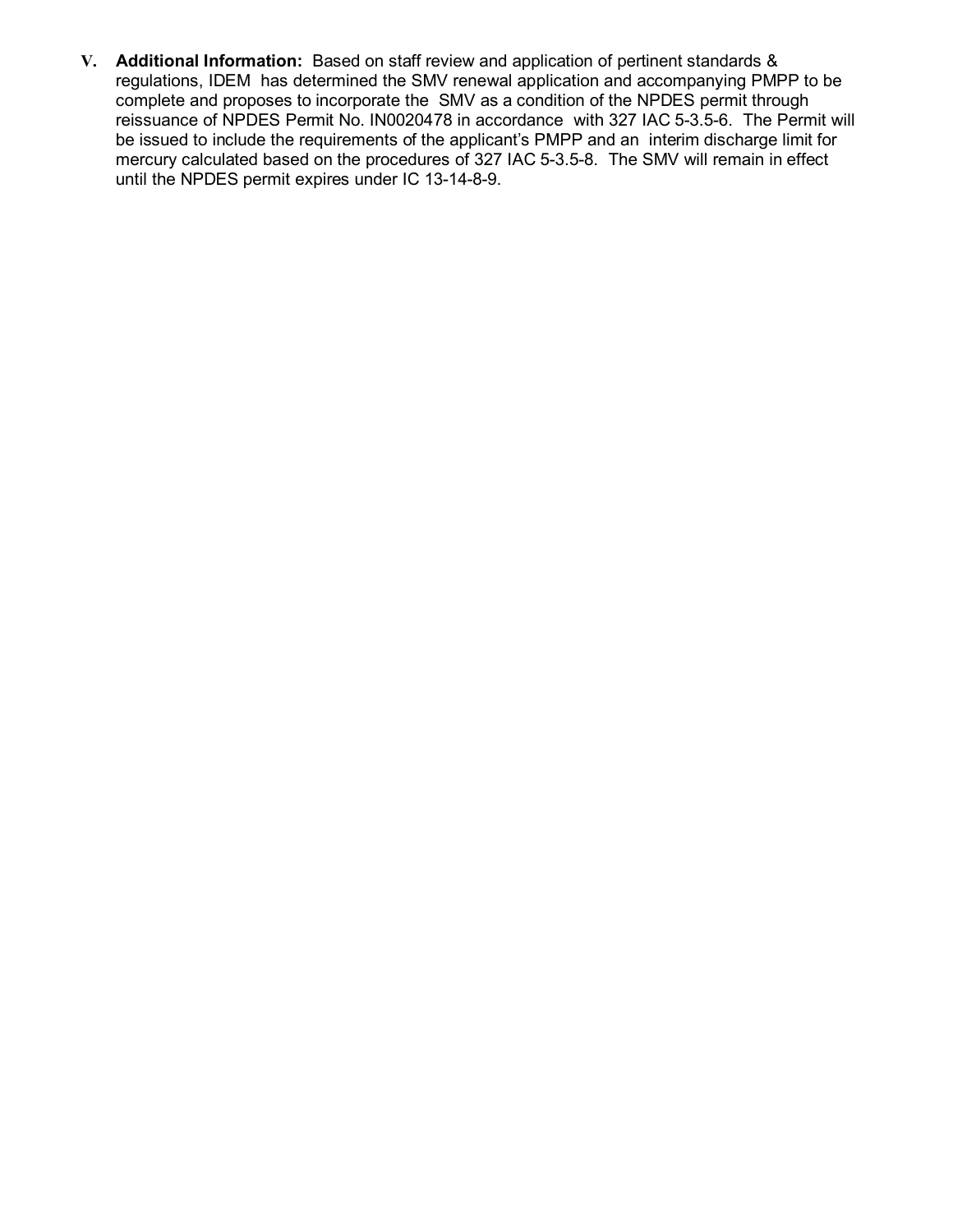**V. Additional Information:** Based on staff review and application of pertinent standards & regulations, IDEM has determined the SMV renewal application and accompanying PMPP to be complete and proposes to incorporate the SMV as a condition of the NPDES permit through reissuance of NPDES Permit No. IN0020478 in accordance with 327 IAC 5-3.5-6. The Permit will be issued to include the requirements of the applicant's PMPP and an interim discharge limit for mercury calculated based on the procedures of 327 IAC 5-3.5-8. The SMV will remain in effect until the NPDES permit expires under IC 13-14-8-9.